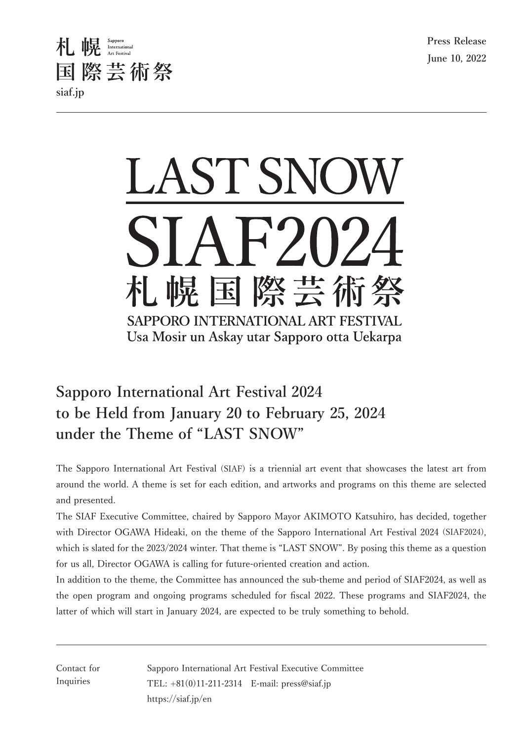札幌国際芸術祭 Sapporo International Art Festival
siaf.jp

Press Release
June 10, 2022

# LAST SNOW
# SIAF2024
# 札幌国際芸術祭
**SAPPORO INTERNATIONAL ART FESTIVAL**
**Usa Mosir un Askay utar Sapporo otta Uekarpa**

## Sapporo International Art Festival 2024 to be Held from January 20 to February 25, 2024 under the Theme of "LAST SNOW"

The Sapporo International Art Festival (SIAF) is a triennial art event that showcases the latest art from around the world. A theme is set for each edition, and artworks and programs on this theme are selected and presented.

The SIAF Executive Committee, chaired by Sapporo Mayor AKIMOTO Katsuhiro, has decided, together with Director OGAWA Hideaki, on the theme of the Sapporo International Art Festival 2024 (SIAF2024), which is slated for the 2023/2024 winter. That theme is "LAST SNOW". By posing this theme as a question for us all, Director OGAWA is calling for future-oriented creation and action.

In addition to the theme, the Committee has announced the sub-theme and period of SIAF2024, as well as the open program and ongoing programs scheduled for fiscal 2022. These programs and SIAF2024, the latter of which will start in January 2024, are expected to be truly something to behold.

---

Contact for Inquiries

Sapporo International Art Festival Executive Committee
TEL: +81(0)11-211-2314 E-mail: press@siaf.jp
https://siaf.jp/en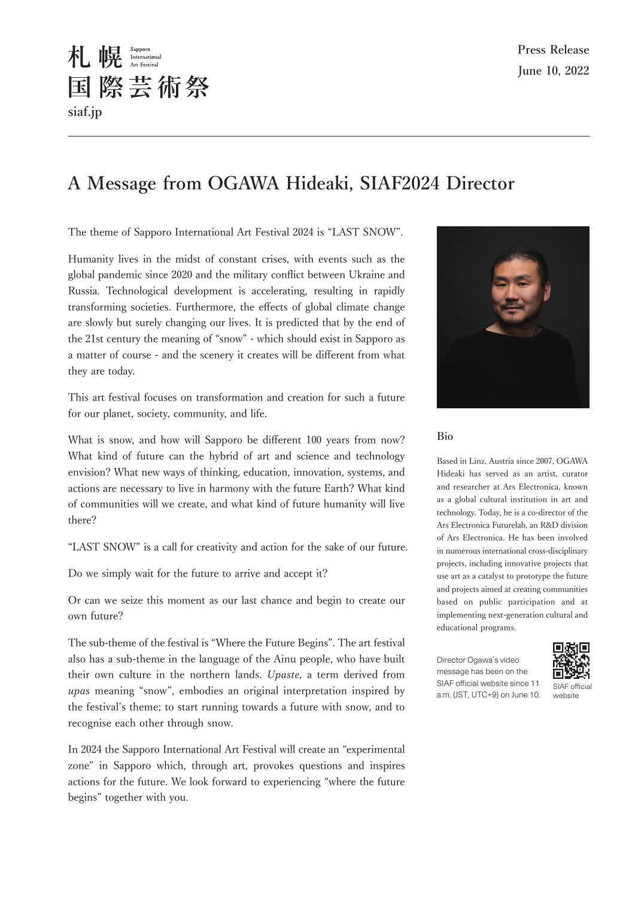札幌国際芸術祭 Sapporo International Art Festival
siaf.jp

Press Release
June 10, 2022

# A Message from OGAWA Hideaki, SIAF2024 Director

The theme of Sapporo International Art Festival 2024 is "LAST SNOW".

Humanity lives in the midst of constant crises, with events such as the global pandemic since 2020 and the military conflict between Ukraine and Russia. Technological development is accelerating, resulting in rapidly transforming societies. Furthermore, the effects of global climate change are slowly but surely changing our lives. It is predicted that by the end of the 21st century the meaning of "snow" - which should exist in Sapporo as a matter of course - and the scenery it creates will be different from what they are today.

This art festival focuses on transformation and creation for such a future for our planet, society, community, and life.

What is snow, and how will Sapporo be different 100 years from now? What kind of future can the hybrid of art and science and technology envision? What new ways of thinking, education, innovation, systems, and actions are necessary to live in harmony with the future Earth? What kind of communities will we create, and what kind of future humanity will live there?

"LAST SNOW" is a call for creativity and action for the sake of our future.

Do we simply wait for the future to arrive and accept it?

Or can we seize this moment as our last chance and begin to create our own future?

The sub-theme of the festival is "Where the Future Begins". The art festival also has a sub-theme in the language of the Ainu people, who have built their own culture in the northern lands. *Upaste*, a term derived from *upas* meaning "snow", embodies an original interpretation inspired by the festival's theme; to start running towards a future with snow, and to recognise each other through snow.

In 2024 the Sapporo International Art Festival will create an "experimental zone" in Sapporo which, through art, provokes questions and inspires actions for the future. We look forward to experiencing "where the future begins" together with you.

## Bio

Based in Linz, Austria since 2007, OGAWA Hideaki has served as an artist, curator and researcher at Ars Electronica, known as a global cultural institution in art and technology. Today, he is a co-director of the Ars Electronica Futurelab, an R&D division of Ars Electronica. He has been involved in numerous international cross-disciplinary projects, including innovative projects that use art as a catalyst to prototype the future and projects aimed at creating communities based on public participation and at implementing next-generation cultural and educational programs.

Director Ogawa's video message has been on the SIAF official website since 11 a.m. (JST, UTC+9) on June 10.

SIAF official website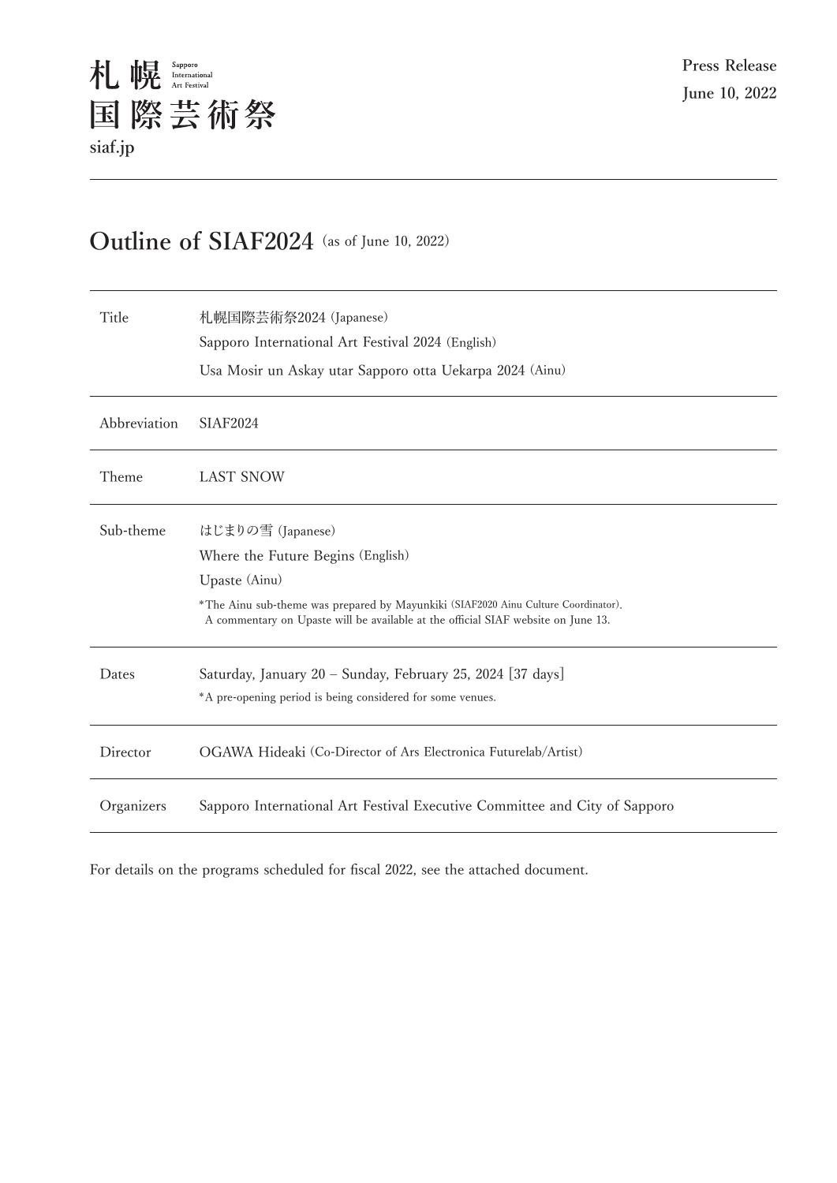札幌 Sapporo International Art Festival
国際芸術祭
siaf.jp

Press Release
June 10, 2022

## Outline of SIAF2024 (as of June 10, 2022)

| | |
|---|---|
| Title | 札幌国際芸術祭2024 (Japanese)<br>Sapporo International Art Festival 2024 (English)<br>Usa Mosir un Askay utar Sapporo otta Uekarpa 2024 (Ainu) |
| Abbreviation | SIAF2024 |
| Theme | LAST SNOW |
| Sub-theme | はじまりの雪 (Japanese)<br>Where the Future Begins (English)<br>Upaste (Ainu)<br>*The Ainu sub-theme was prepared by Mayunkiki (SIAF2020 Ainu Culture Coordinator). A commentary on Upaste will be available at the official SIAF website on June 13. |
| Dates | Saturday, January 20 – Sunday, February 25, 2024 [37 days]<br>*A pre-opening period is being considered for some venues. |
| Director | OGAWA Hideaki (Co-Director of Ars Electronica Futurelab/Artist) |
| Organizers | Sapporo International Art Festival Executive Committee and City of Sapporo |

For details on the programs scheduled for fiscal 2022, see the attached document.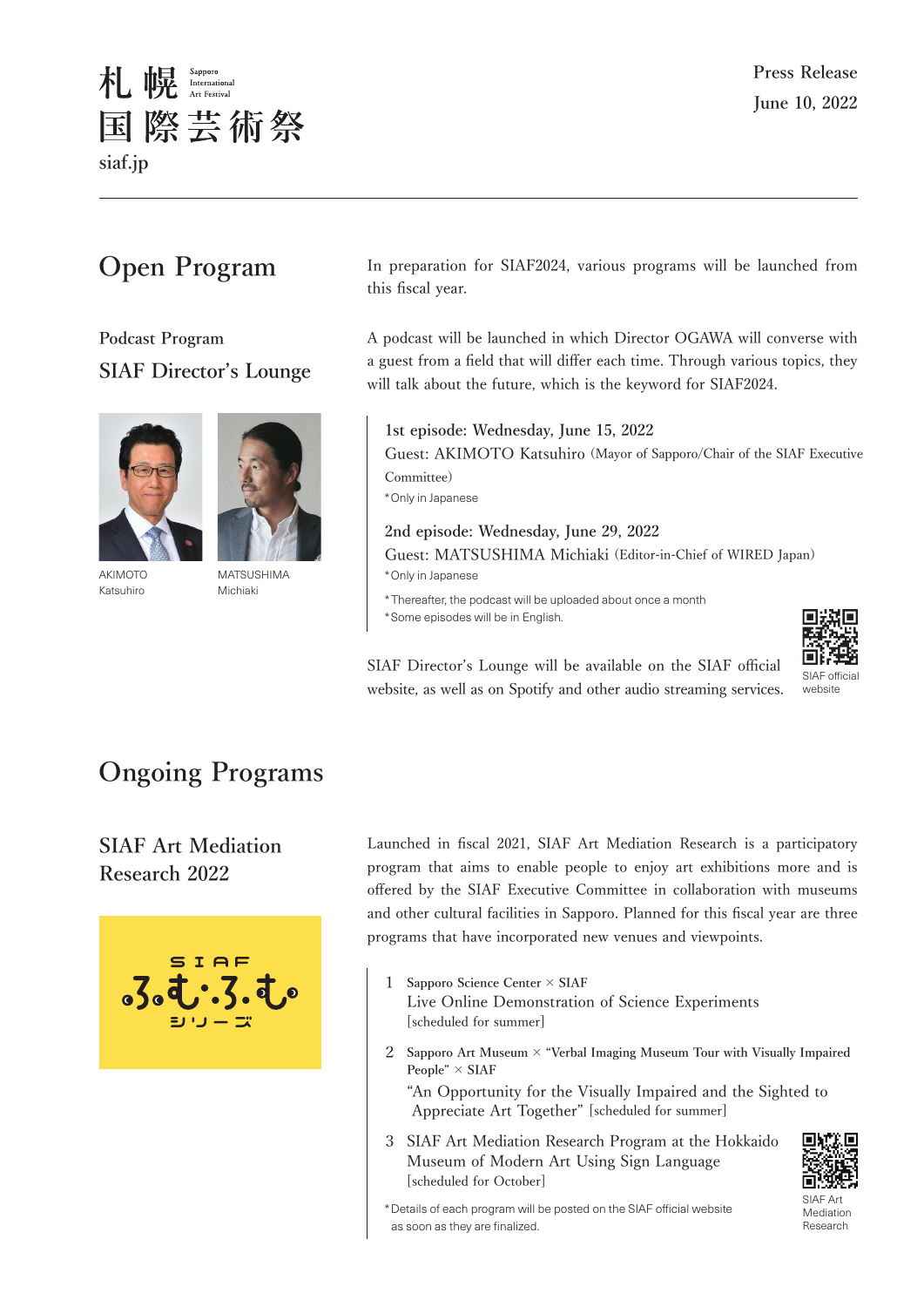札幌国際芸術祭 Sapporo International Art Festival

siaf.jp

Press Release

June 10, 2022

## Open Program

In preparation for SIAF2024, various programs will be launched from this fiscal year.

### Podcast Program

### SIAF Director's Lounge

A podcast will be launched in which Director OGAWA will converse with a guest from a field that will differ each time. Through various topics, they will talk about the future, which is the keyword for SIAF2024.

AKIMOTO Katsuhiro

MATSUSHIMA Michiaki

1st episode: Wednesday, June 15, 2022
Guest: AKIMOTO Katsuhiro (Mayor of Sapporo/Chair of the SIAF Executive Committee)
*Only in Japanese

2nd episode: Wednesday, June 29, 2022
Guest: MATSUSHIMA Michiaki (Editor-in-Chief of WIRED Japan)
*Only in Japanese

*Thereafter, the podcast will be uploaded about once a month
*Some episodes will be in English.

SIAF Director's Lounge will be available on the SIAF official website, as well as on Spotify and other audio streaming services.

SIAF official website

## Ongoing Programs

### SIAF Art Mediation Research 2022

SIAF ふむふむ シリーズ

Launched in fiscal 2021, SIAF Art Mediation Research is a participatory program that aims to enable people to enjoy art exhibitions more and is offered by the SIAF Executive Committee in collaboration with museums and other cultural facilities in Sapporo. Planned for this fiscal year are three programs that have incorporated new venues and viewpoints.

1. Sapporo Science Center × SIAF
   Live Online Demonstration of Science Experiments
   [scheduled for summer]

2. Sapporo Art Museum × "Verbal Imaging Museum Tour with Visually Impaired People" × SIAF
   "An Opportunity for the Visually Impaired and the Sighted to Appreciate Art Together" [scheduled for summer]

3. SIAF Art Mediation Research Program at the Hokkaido Museum of Modern Art Using Sign Language
   [scheduled for October]

*Details of each program will be posted on the SIAF official website as soon as they are finalized.

SIAF Art Mediation Research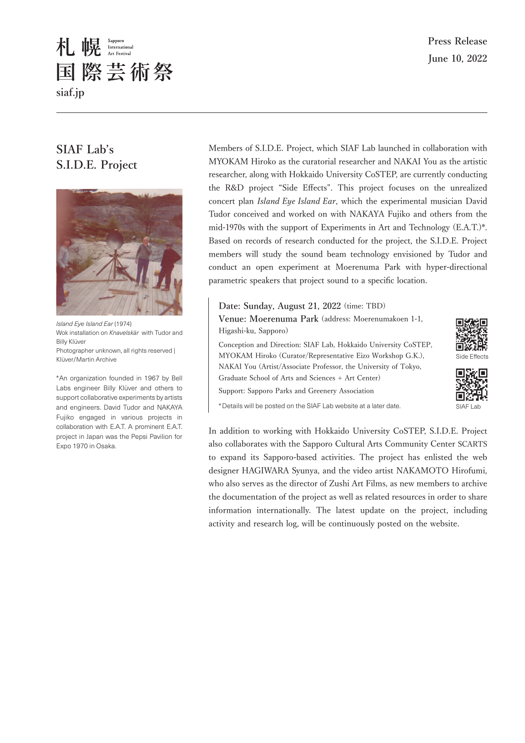札幌国際芸術祭
Sapporo International Art Festival
siaf.jp

Press Release
June 10, 2022

## SIAF Lab's S.I.D.E. Project

*Island Eye Island Ear* (1974)
Wok installation on *Knavelskär* with Tudor and Billy Klüver
Photographer unknown, all rights reserved | Klüver/Martin Archive

*An organization founded in 1967 by Bell Labs engineer Billy Klüver and others to support collaborative experiments by artists and engineers. David Tudor and NAKAYA Fujiko engaged in various projects in collaboration with E.A.T. A prominent E.A.T. project in Japan was the Pepsi Pavilion for Expo 1970 in Osaka.

Members of S.I.D.E. Project, which SIAF Lab launched in collaboration with MYOKAM Hiroko as the curatorial researcher and NAKAI You as the artistic researcher, along with Hokkaido University CoSTEP, are currently conducting the R&D project "Side Effects". This project focuses on the unrealized concert plan *Island Eye Island Ear*, which the experimental musician David Tudor conceived and worked on with NAKAYA Fujiko and others from the mid-1970s with the support of Experiments in Art and Technology (E.A.T.)*. Based on records of research conducted for the project, the S.I.D.E. Project members will study the sound beam technology envisioned by Tudor and conduct an open experiment at Moerenuma Park with hyper-directional parametric speakers that project sound to a specific location.

**Date: Sunday, August 21, 2022** (time: TBD)
**Venue: Moerenuma Park** (address: Moerenumakoen 1-1, Higashi-ku, Sapporo)

Conception and Direction: SIAF Lab, Hokkaido University CoSTEP, MYOKAM Hiroko (Curator/Representative Eizo Workshop G.K.), NAKAI You (Artist/Associate Professor, the University of Tokyo, Graduate School of Arts and Sciences + Art Center)

Support: Sapporo Parks and Greenery Association

*Details will be posted on the SIAF Lab website at a later date.

Side Effects

SIAF Lab

In addition to working with Hokkaido University CoSTEP, S.I.D.E. Project also collaborates with the Sapporo Cultural Arts Community Center SCARTS to expand its Sapporo-based activities. The project has enlisted the web designer HAGIWARA Syunya, and the video artist NAKAMOTO Hirofumi, who also serves as the director of Zushi Art Films, as new members to archive the documentation of the project as well as related resources in order to share information internationally. The latest update on the project, including activity and research log, will be continuously posted on the website.